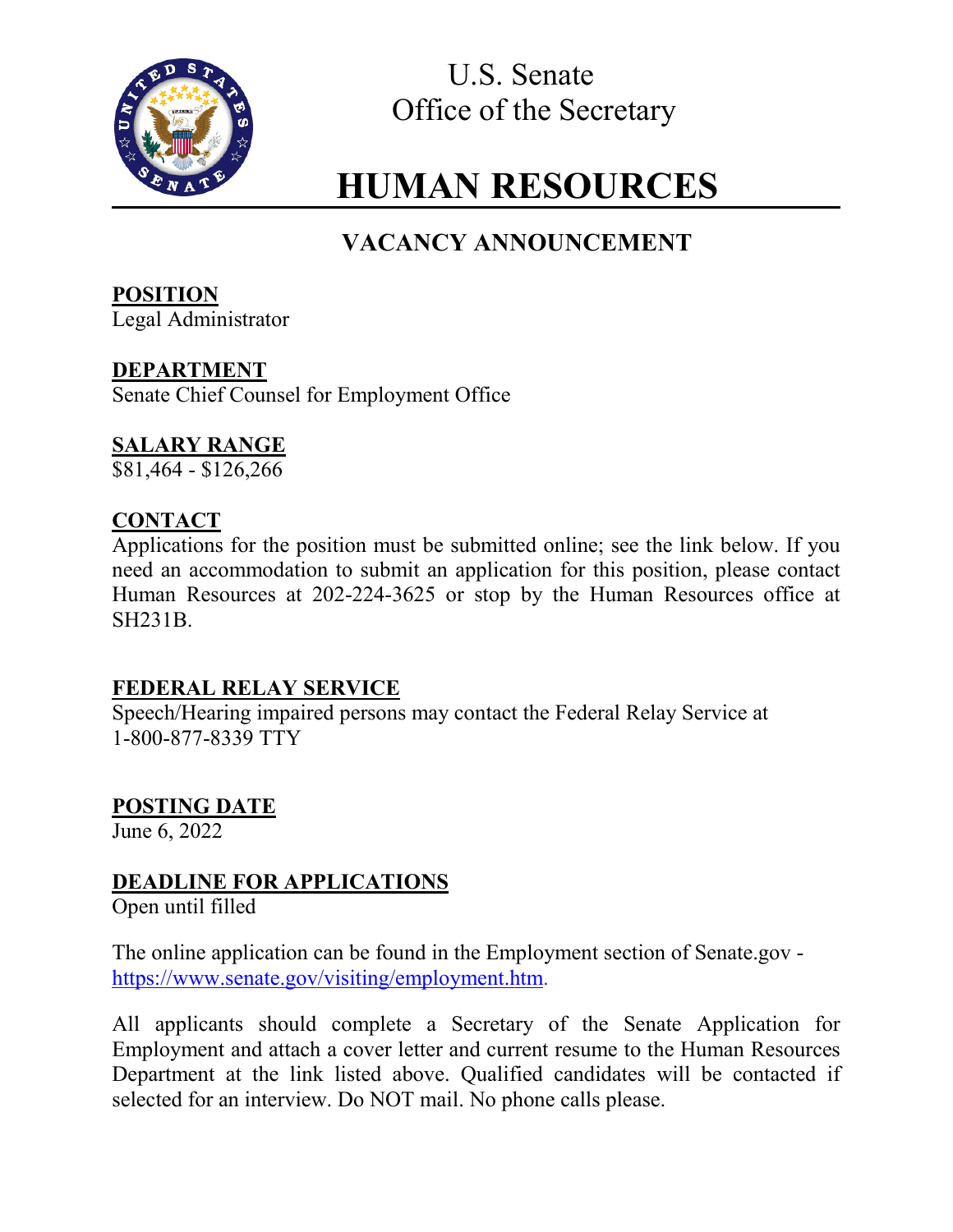U.S. Senate
Office of the Secretary

# HUMAN RESOURCES

## VACANCY ANNOUNCEMENT

**POSITION**
Legal Administrator

**DEPARTMENT**
Senate Chief Counsel for Employment Office

**SALARY RANGE**
$81,464 - $126,266

**CONTACT**
Applications for the position must be submitted online; see the link below. If you need an accommodation to submit an application for this position, please contact Human Resources at 202-224-3625 or stop by the Human Resources office at SH231B.

**FEDERAL RELAY SERVICE**
Speech/Hearing impaired persons may contact the Federal Relay Service at 1-800-877-8339 TTY

**POSTING DATE**
June 6, 2022

**DEADLINE FOR APPLICATIONS**
Open until filled

The online application can be found in the Employment section of Senate.gov - https://www.senate.gov/visiting/employment.htm.

All applicants should complete a Secretary of the Senate Application for Employment and attach a cover letter and current resume to the Human Resources Department at the link listed above. Qualified candidates will be contacted if selected for an interview. Do NOT mail. No phone calls please.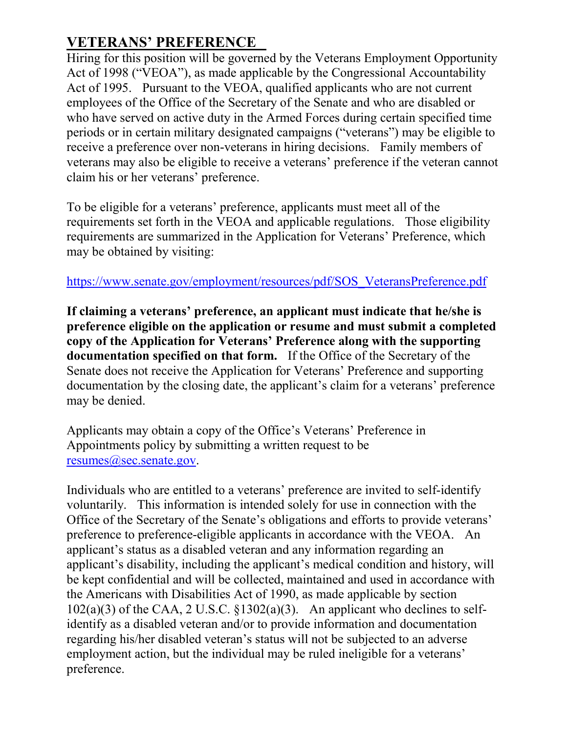## VETERANS' PREFERENCE

Hiring for this position will be governed by the Veterans Employment Opportunity Act of 1998 ("VEOA"), as made applicable by the Congressional Accountability Act of 1995. Pursuant to the VEOA, qualified applicants who are not current employees of the Office of the Secretary of the Senate and who are disabled or who have served on active duty in the Armed Forces during certain specified time periods or in certain military designated campaigns ("veterans") may be eligible to receive a preference over non-veterans in hiring decisions. Family members of veterans may also be eligible to receive a veterans' preference if the veteran cannot claim his or her veterans' preference.

To be eligible for a veterans' preference, applicants must meet all of the requirements set forth in the VEOA and applicable regulations. Those eligibility requirements are summarized in the Application for Veterans' Preference, which may be obtained by visiting:

https://www.senate.gov/employment/resources/pdf/SOS_VeteransPreference.pdf

**If claiming a veterans' preference, an applicant must indicate that he/she is preference eligible on the application or resume and must submit a completed copy of the Application for Veterans' Preference along with the supporting documentation specified on that form.** If the Office of the Secretary of the Senate does not receive the Application for Veterans' Preference and supporting documentation by the closing date, the applicant's claim for a veterans' preference may be denied.

Applicants may obtain a copy of the Office's Veterans' Preference in Appointments policy by submitting a written request to be resumes@sec.senate.gov.

Individuals who are entitled to a veterans' preference are invited to self-identify voluntarily. This information is intended solely for use in connection with the Office of the Secretary of the Senate's obligations and efforts to provide veterans' preference to preference-eligible applicants in accordance with the VEOA. An applicant's status as a disabled veteran and any information regarding an applicant's disability, including the applicant's medical condition and history, will be kept confidential and will be collected, maintained and used in accordance with the Americans with Disabilities Act of 1990, as made applicable by section 102(a)(3) of the CAA, 2 U.S.C. §1302(a)(3). An applicant who declines to self-identify as a disabled veteran and/or to provide information and documentation regarding his/her disabled veteran's status will not be subjected to an adverse employment action, but the individual may be ruled ineligible for a veterans' preference.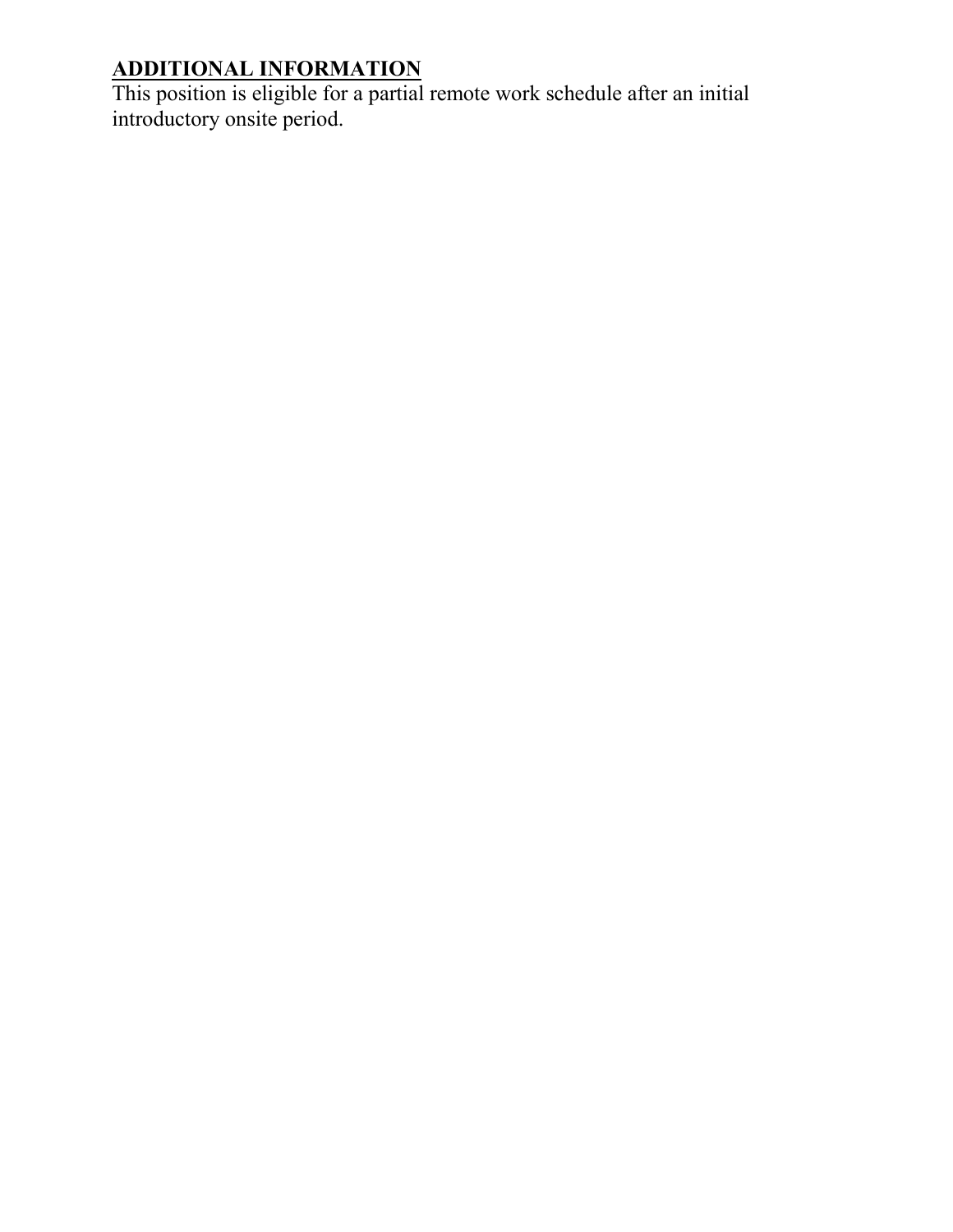**ADDITIONAL INFORMATION**

This position is eligible for a partial remote work schedule after an initial introductory onsite period.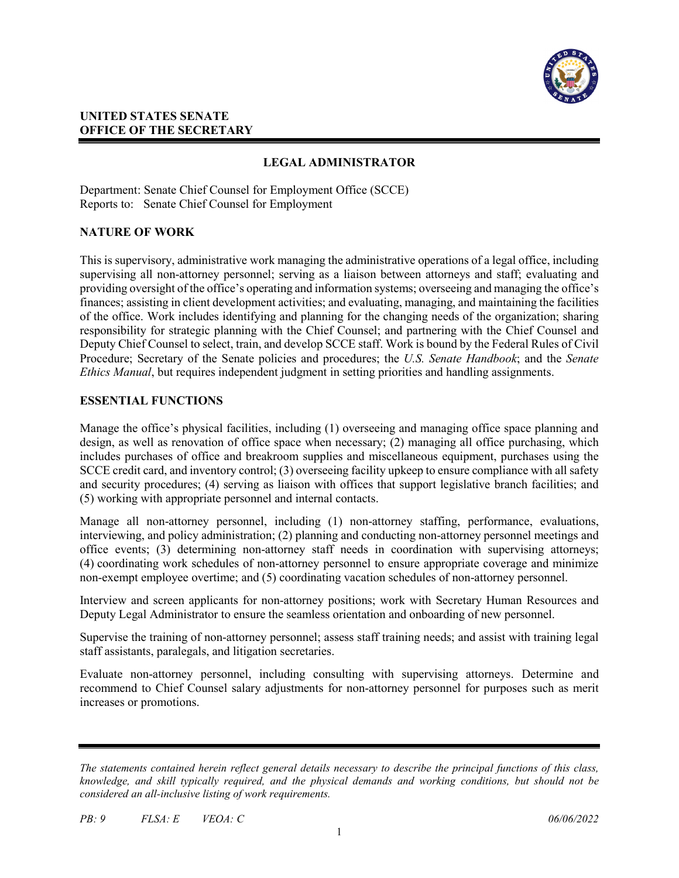**UNITED STATES SENATE**
**OFFICE OF THE SECRETARY**

## LEGAL ADMINISTRATOR

Department: Senate Chief Counsel for Employment Office (SCCE)
Reports to: Senate Chief Counsel for Employment

### NATURE OF WORK

This is supervisory, administrative work managing the administrative operations of a legal office, including supervising all non-attorney personnel; serving as a liaison between attorneys and staff; evaluating and providing oversight of the office's operating and information systems; overseeing and managing the office's finances; assisting in client development activities; and evaluating, managing, and maintaining the facilities of the office. Work includes identifying and planning for the changing needs of the organization; sharing responsibility for strategic planning with the Chief Counsel; and partnering with the Chief Counsel and Deputy Chief Counsel to select, train, and develop SCCE staff. Work is bound by the Federal Rules of Civil Procedure; Secretary of the Senate policies and procedures; the *U.S. Senate Handbook*; and the *Senate Ethics Manual*, but requires independent judgment in setting priorities and handling assignments.

### ESSENTIAL FUNCTIONS

Manage the office's physical facilities, including (1) overseeing and managing office space planning and design, as well as renovation of office space when necessary; (2) managing all office purchasing, which includes purchases of office and breakroom supplies and miscellaneous equipment, purchases using the SCCE credit card, and inventory control; (3) overseeing facility upkeep to ensure compliance with all safety and security procedures; (4) serving as liaison with offices that support legislative branch facilities; and (5) working with appropriate personnel and internal contacts.

Manage all non-attorney personnel, including (1) non-attorney staffing, performance, evaluations, interviewing, and policy administration; (2) planning and conducting non-attorney personnel meetings and office events; (3) determining non-attorney staff needs in coordination with supervising attorneys; (4) coordinating work schedules of non-attorney personnel to ensure appropriate coverage and minimize non-exempt employee overtime; and (5) coordinating vacation schedules of non-attorney personnel.

Interview and screen applicants for non-attorney positions; work with Secretary Human Resources and Deputy Legal Administrator to ensure the seamless orientation and onboarding of new personnel.

Supervise the training of non-attorney personnel; assess staff training needs; and assist with training legal staff assistants, paralegals, and litigation secretaries.

Evaluate non-attorney personnel, including consulting with supervising attorneys. Determine and recommend to Chief Counsel salary adjustments for non-attorney personnel for purposes such as merit increases or promotions.

*The statements contained herein reflect general details necessary to describe the principal functions of this class, knowledge, and skill typically required, and the physical demands and working conditions, but should not be considered an all-inclusive listing of work requirements.*

*PB: 9* *FLSA: E* *VEOA: C* *06/06/2022*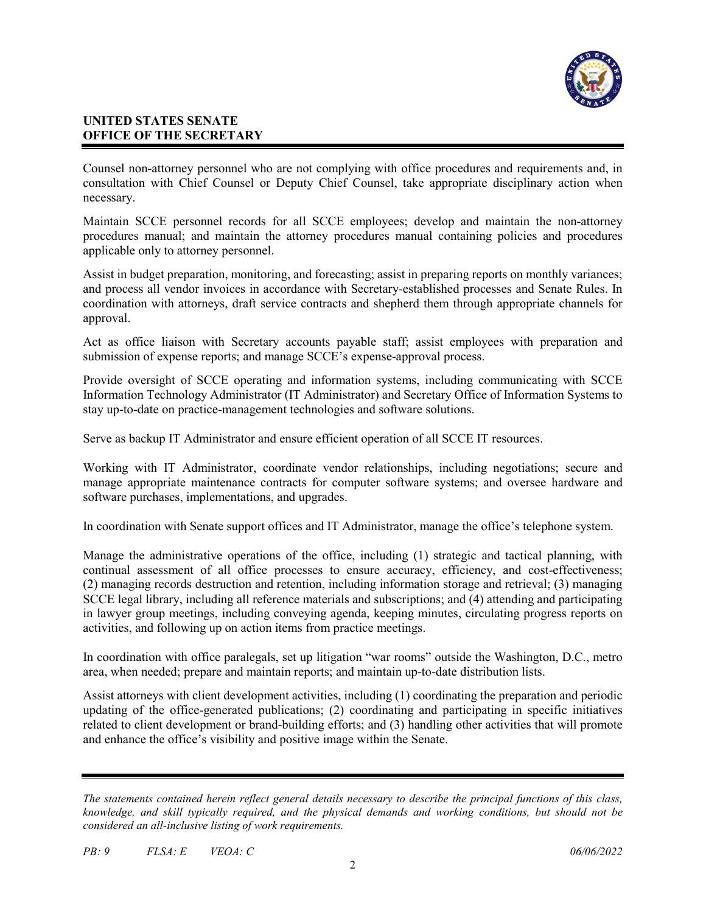**UNITED STATES SENATE**
**OFFICE OF THE SECRETARY**

Counsel non-attorney personnel who are not complying with office procedures and requirements and, in consultation with Chief Counsel or Deputy Chief Counsel, take appropriate disciplinary action when necessary.

Maintain SCCE personnel records for all SCCE employees; develop and maintain the non-attorney procedures manual; and maintain the attorney procedures manual containing policies and procedures applicable only to attorney personnel.

Assist in budget preparation, monitoring, and forecasting; assist in preparing reports on monthly variances; and process all vendor invoices in accordance with Secretary-established processes and Senate Rules. In coordination with attorneys, draft service contracts and shepherd them through appropriate channels for approval.

Act as office liaison with Secretary accounts payable staff; assist employees with preparation and submission of expense reports; and manage SCCE's expense-approval process.

Provide oversight of SCCE operating and information systems, including communicating with SCCE Information Technology Administrator (IT Administrator) and Secretary Office of Information Systems to stay up-to-date on practice-management technologies and software solutions.

Serve as backup IT Administrator and ensure efficient operation of all SCCE IT resources.

Working with IT Administrator, coordinate vendor relationships, including negotiations; secure and manage appropriate maintenance contracts for computer software systems; and oversee hardware and software purchases, implementations, and upgrades.

In coordination with Senate support offices and IT Administrator, manage the office's telephone system.

Manage the administrative operations of the office, including (1) strategic and tactical planning, with continual assessment of all office processes to ensure accuracy, efficiency, and cost-effectiveness; (2) managing records destruction and retention, including information storage and retrieval; (3) managing SCCE legal library, including all reference materials and subscriptions; and (4) attending and participating in lawyer group meetings, including conveying agenda, keeping minutes, circulating progress reports on activities, and following up on action items from practice meetings.

In coordination with office paralegals, set up litigation "war rooms" outside the Washington, D.C., metro area, when needed; prepare and maintain reports; and maintain up-to-date distribution lists.

Assist attorneys with client development activities, including (1) coordinating the preparation and periodic updating of the office-generated publications; (2) coordinating and participating in specific initiatives related to client development or brand-building efforts; and (3) handling other activities that will promote and enhance the office's visibility and positive image within the Senate.

*The statements contained herein reflect general details necessary to describe the principal functions of this class, knowledge, and skill typically required, and the physical demands and working conditions, but should not be considered an all-inclusive listing of work requirements.*

*PB: 9 FLSA: E VEOA: C* *06/06/2022*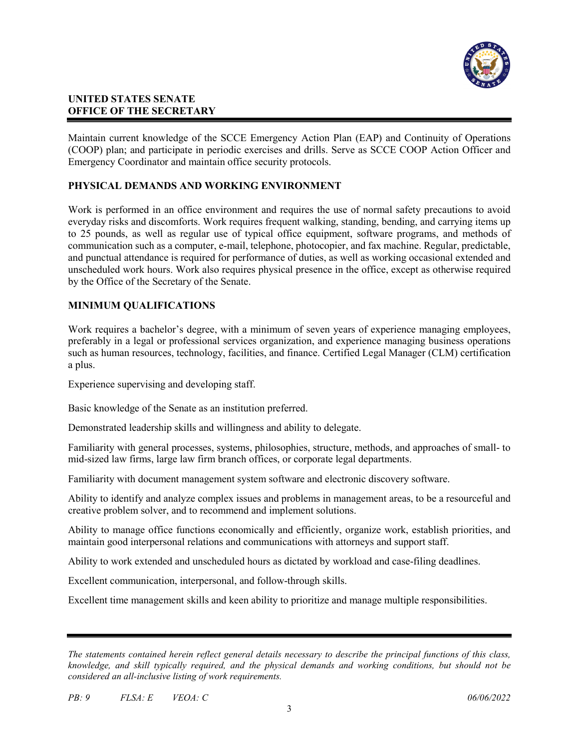Maintain current knowledge of the SCCE Emergency Action Plan (EAP) and Continuity of Operations (COOP) plan; and participate in periodic exercises and drills. Serve as SCCE COOP Action Officer and Emergency Coordinator and maintain office security protocols.

## PHYSICAL DEMANDS AND WORKING ENVIRONMENT

Work is performed in an office environment and requires the use of normal safety precautions to avoid everyday risks and discomforts. Work requires frequent walking, standing, bending, and carrying items up to 25 pounds, as well as regular use of typical office equipment, software programs, and methods of communication such as a computer, e-mail, telephone, photocopier, and fax machine. Regular, predictable, and punctual attendance is required for performance of duties, as well as working occasional extended and unscheduled work hours. Work also requires physical presence in the office, except as otherwise required by the Office of the Secretary of the Senate.

## MINIMUM QUALIFICATIONS

Work requires a bachelor's degree, with a minimum of seven years of experience managing employees, preferably in a legal or professional services organization, and experience managing business operations such as human resources, technology, facilities, and finance. Certified Legal Manager (CLM) certification a plus.

Experience supervising and developing staff.

Basic knowledge of the Senate as an institution preferred.

Demonstrated leadership skills and willingness and ability to delegate.

Familiarity with general processes, systems, philosophies, structure, methods, and approaches of small- to mid-sized law firms, large law firm branch offices, or corporate legal departments.

Familiarity with document management system software and electronic discovery software.

Ability to identify and analyze complex issues and problems in management areas, to be a resourceful and creative problem solver, and to recommend and implement solutions.

Ability to manage office functions economically and efficiently, organize work, establish priorities, and maintain good interpersonal relations and communications with attorneys and support staff.

Ability to work extended and unscheduled hours as dictated by workload and case-filing deadlines.

Excellent communication, interpersonal, and follow-through skills.

Excellent time management skills and keen ability to prioritize and manage multiple responsibilities.

---

*The statements contained herein reflect general details necessary to describe the principal functions of this class, knowledge, and skill typically required, and the physical demands and working conditions, but should not be considered an all-inclusive listing of work requirements.*

*PB: 9 FLSA: E VEOA: C 06/06/2022*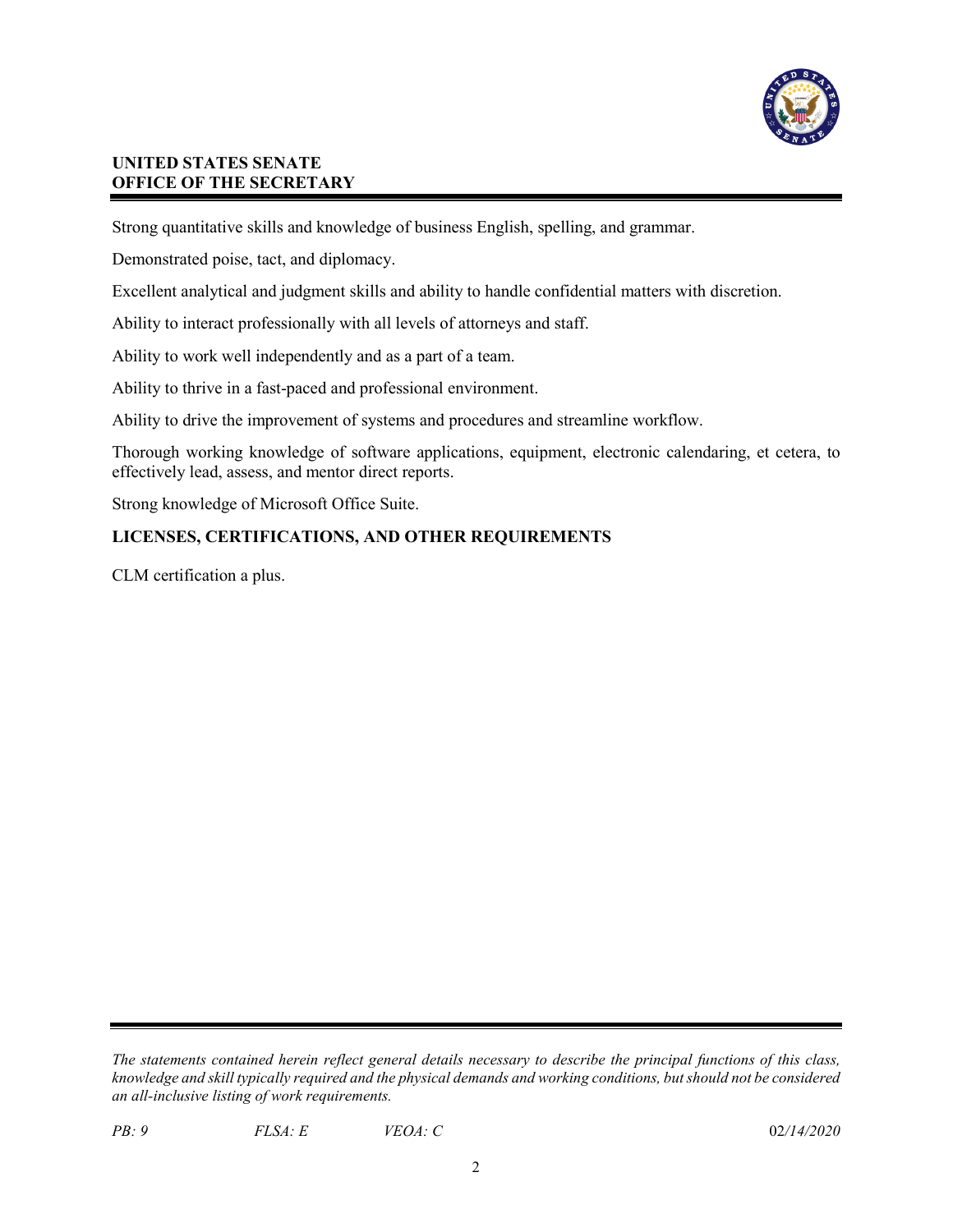Strong quantitative skills and knowledge of business English, spelling, and grammar.

Demonstrated poise, tact, and diplomacy.

Excellent analytical and judgment skills and ability to handle confidential matters with discretion.

Ability to interact professionally with all levels of attorneys and staff.

Ability to work well independently and as a part of a team.

Ability to thrive in a fast-paced and professional environment.

Ability to drive the improvement of systems and procedures and streamline workflow.

Thorough working knowledge of software applications, equipment, electronic calendaring, et cetera, to effectively lead, assess, and mentor direct reports.

Strong knowledge of Microsoft Office Suite.

## LICENSES, CERTIFICATIONS, AND OTHER REQUIREMENTS

CLM certification a plus.

*The statements contained herein reflect general details necessary to describe the principal functions of this class, knowledge and skill typically required and the physical demands and working conditions, but should not be considered an all-inclusive listing of work requirements.*

*PB: 9* *FLSA: E* *VEOA: C* 02/*14/2020*